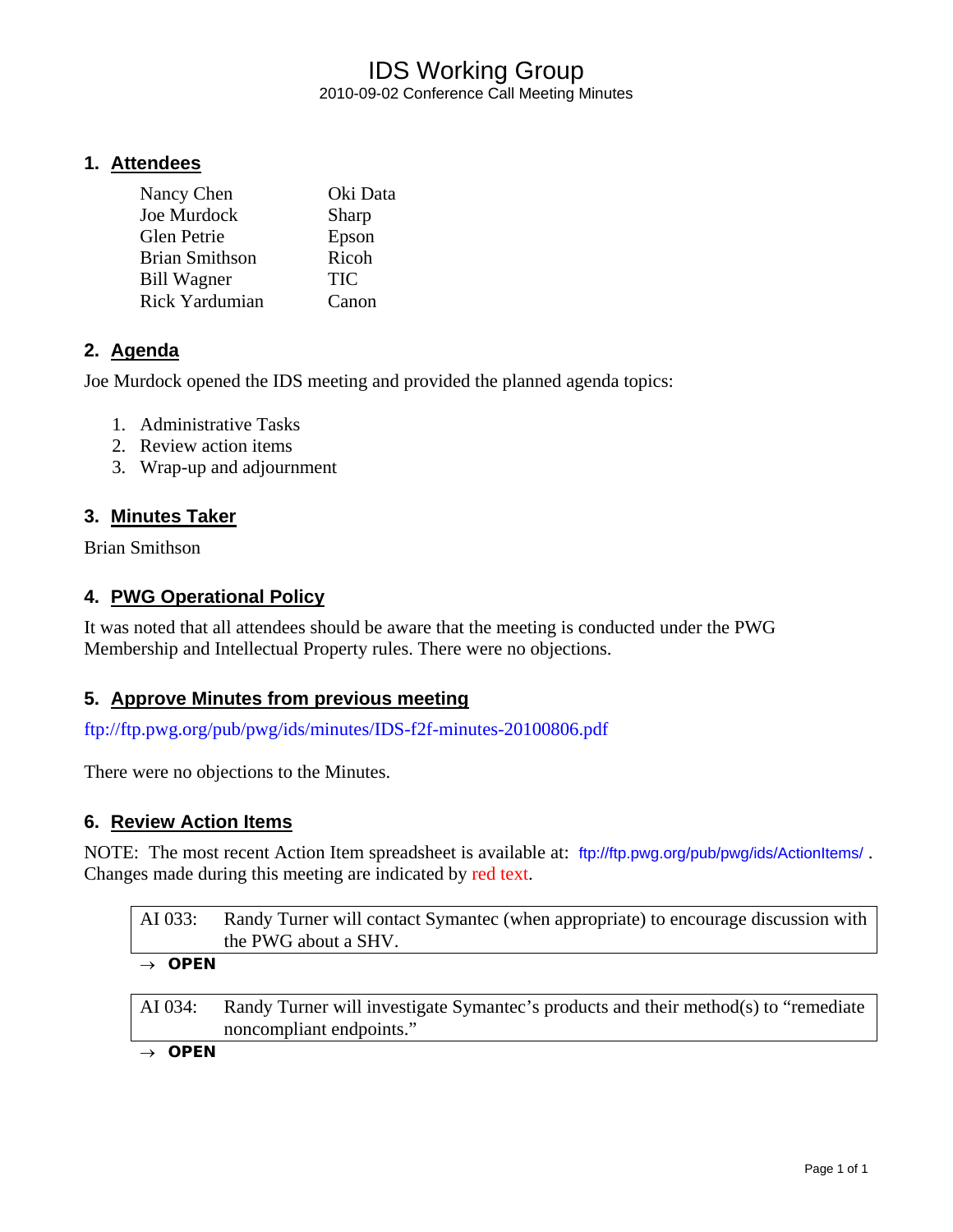# IDS Working Group

2010-09-02 Conference Call Meeting Minutes

## 1. Attendees

| | |
|---|---|
| Nancy Chen | Oki Data |
| Joe Murdock | Sharp |
| Glen Petrie | Epson |
| Brian Smithson | Ricoh |
| Bill Wagner | TIC |
| Rick Yardumian | Canon |

## 2. Agenda

Joe Murdock opened the IDS meeting and provided the planned agenda topics:

1. Administrative Tasks
2. Review action items
3. Wrap-up and adjournment

## 3. Minutes Taker

Brian Smithson

## 4. PWG Operational Policy

It was noted that all attendees should be aware that the meeting is conducted under the PWG Membership and Intellectual Property rules. There were no objections.

## 5. Approve Minutes from previous meeting

ftp://ftp.pwg.org/pub/pwg/ids/minutes/IDS-f2f-minutes-20100806.pdf

There were no objections to the Minutes.

## 6. Review Action Items

NOTE: The most recent Action Item spreadsheet is available at: ftp://ftp.pwg.org/pub/pwg/ids/ActionItems/ . Changes made during this meeting are indicated by red text.

| AI 033: | Randy Turner will contact Symantec (when appropriate) to encourage discussion with the PWG about a SHV. |
|---|---|

→ **OPEN**

| AI 034: | Randy Turner will investigate Symantec's products and their method(s) to "remediate noncompliant endpoints." |
|---|---|

→ **OPEN**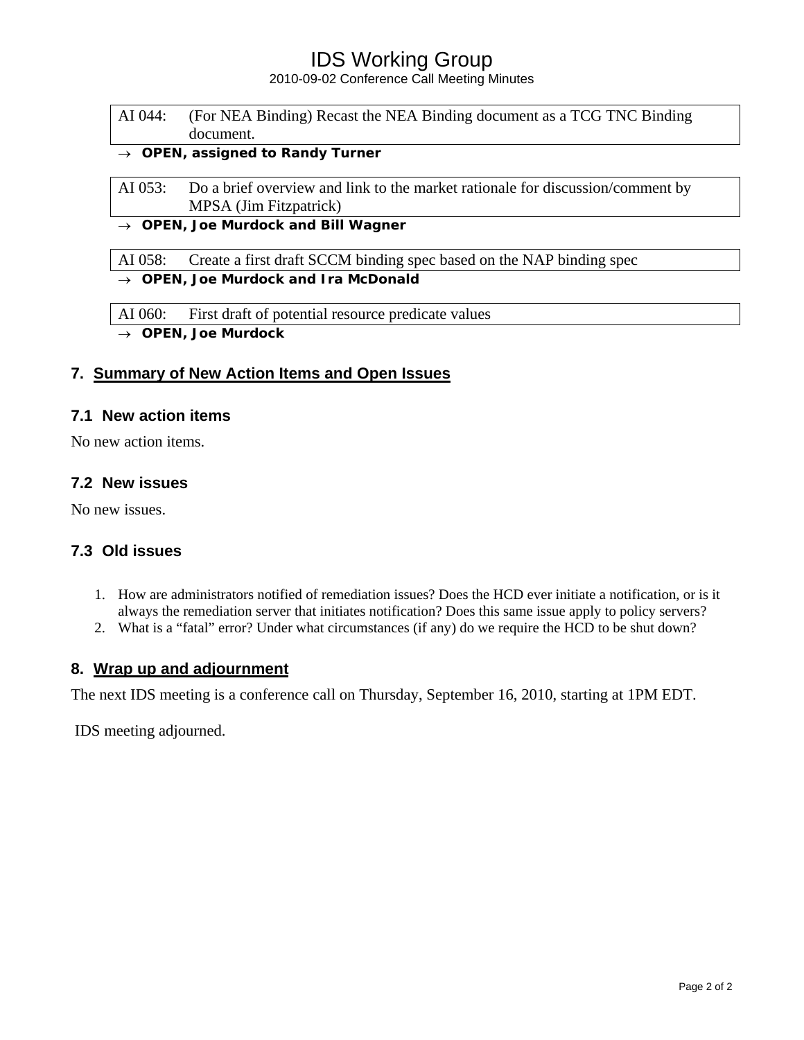| | |
|---|---|
| AI 044: | (For NEA Binding) Recast the NEA Binding document as a TCG TNC Binding document. |

→ **OPEN, assigned to Randy Turner**

| | |
|---|---|
| AI 053: | Do a brief overview and link to the market rationale for discussion/comment by MPSA (Jim Fitzpatrick) |

→ **OPEN, Joe Murdock and Bill Wagner**

| | |
|---|---|
| AI 058: | Create a first draft SCCM binding spec based on the NAP binding spec |

→ **OPEN, Joe Murdock and Ira McDonald**

| | |
|---|---|
| AI 060: | First draft of potential resource predicate values |

→ **OPEN, Joe Murdock**

## 7. Summary of New Action Items and Open Issues

### 7.1 New action items

No new action items.

### 7.2 New issues

No new issues.

### 7.3 Old issues

1. How are administrators notified of remediation issues? Does the HCD ever initiate a notification, or is it always the remediation server that initiates notification? Does this same issue apply to policy servers?
2. What is a "fatal" error? Under what circumstances (if any) do we require the HCD to be shut down?

## 8. Wrap up and adjournment

The next IDS meeting is a conference call on Thursday, September 16, 2010, starting at 1PM EDT.

IDS meeting adjourned.